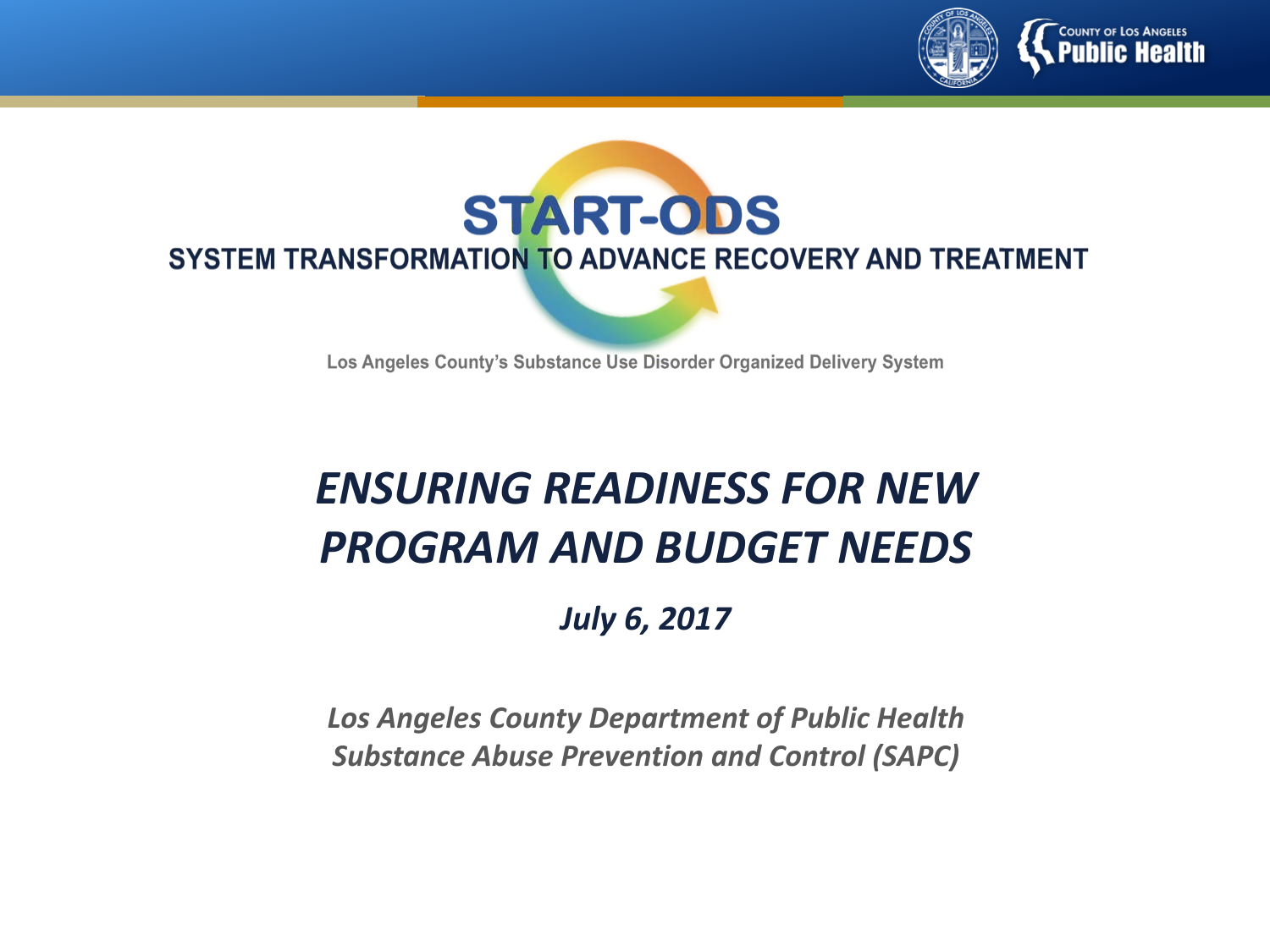County of Los Angeles Public Health

# START-ODS

## SYSTEM TRANSFORMATION TO ADVANCE RECOVERY AND TREATMENT

Los Angeles County's Substance Use Disorder Organized Delivery System

# *ENSURING READINESS FOR NEW PROGRAM AND BUDGET NEEDS*

***July 6, 2017***

***Los Angeles County Department of Public Health***
***Substance Abuse Prevention and Control (SAPC)***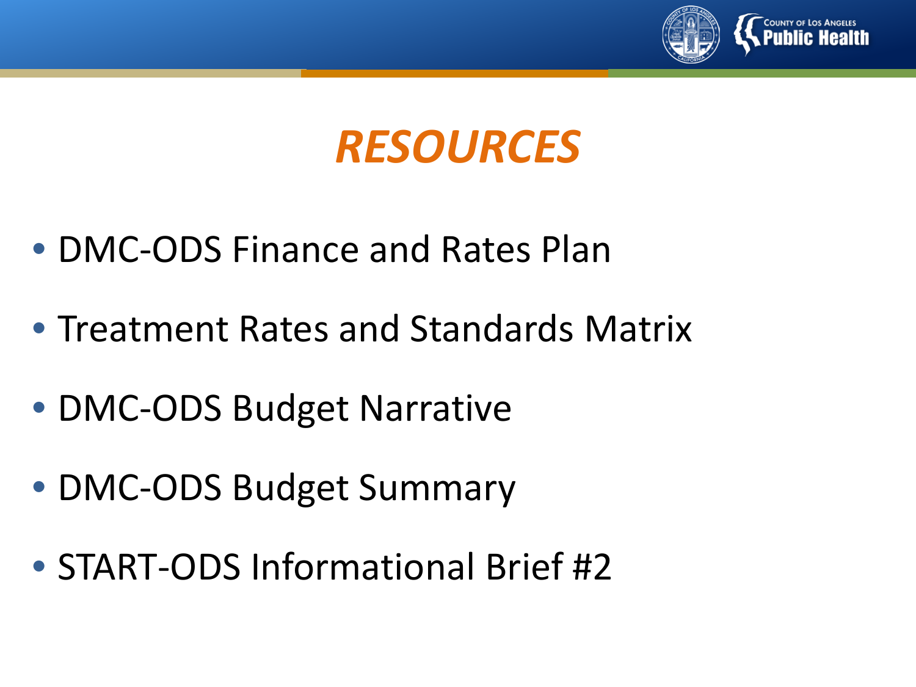# RESOURCES

- DMC-ODS Finance and Rates Plan
- Treatment Rates and Standards Matrix
- DMC-ODS Budget Narrative
- DMC-ODS Budget Summary
- START-ODS Informational Brief #2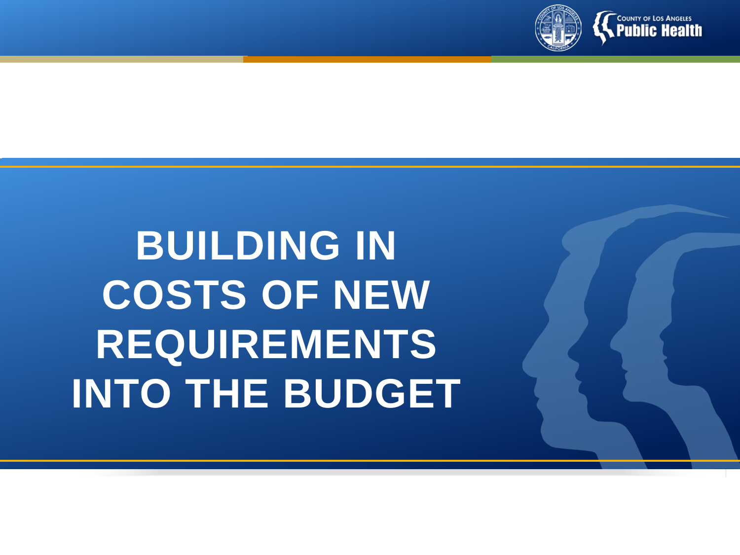# BUILDING IN COSTS OF NEW REQUIREMENTS INTO THE BUDGET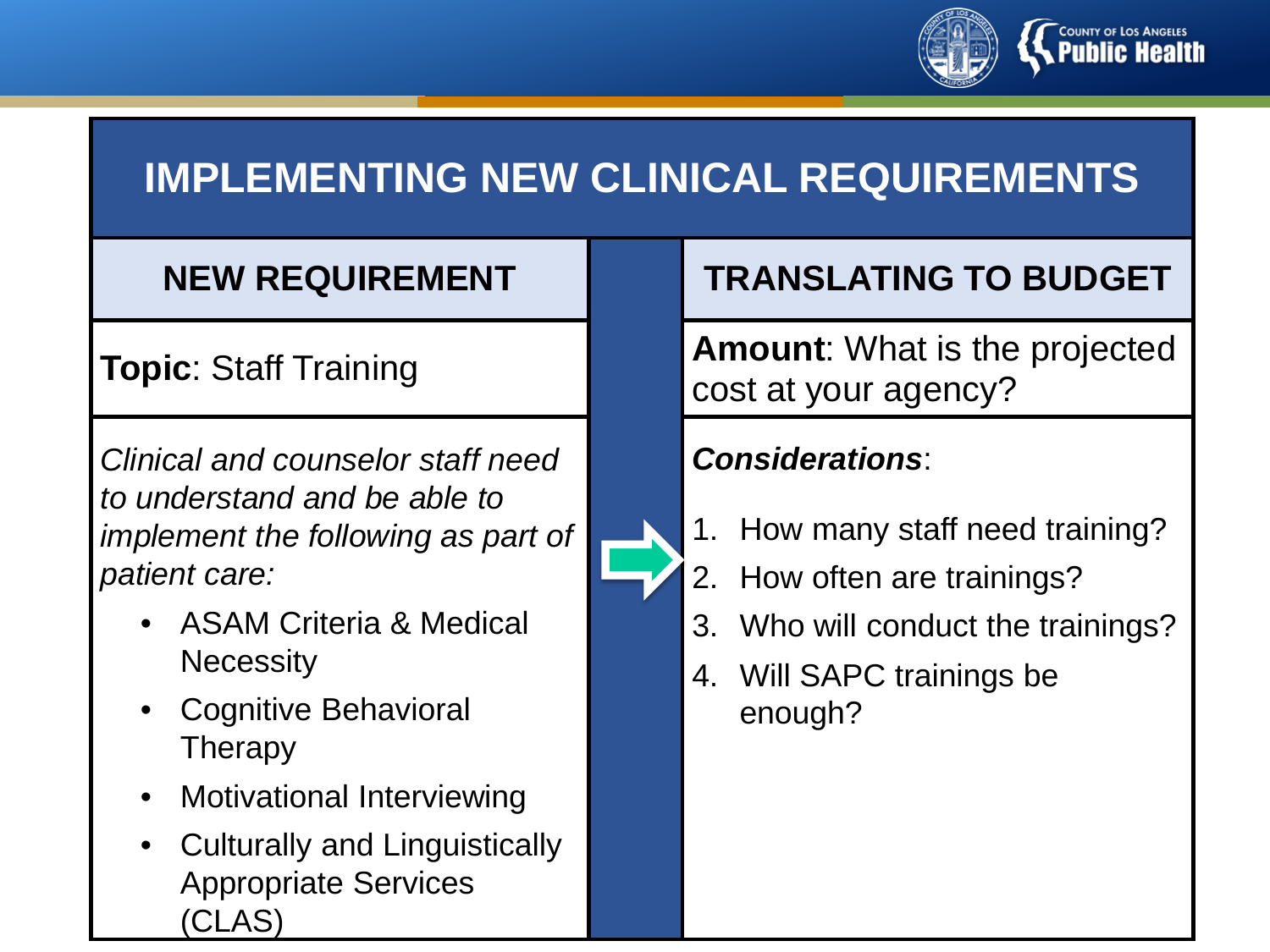# IMPLEMENTING NEW CLINICAL REQUIREMENTS

| NEW REQUIREMENT | TRANSLATING TO BUDGET |
| --- | --- |
| **Topic**: Staff Training | **Amount**: What is the projected cost at your agency? |
| *Clinical and counselor staff need to understand and be able to implement the following as part of patient care:*<br>• ASAM Criteria & Medical Necessity<br>• Cognitive Behavioral Therapy<br>• Motivational Interviewing<br>• Culturally and Linguistically Appropriate Services (CLAS) | ***Considerations***:<br>1. How many staff need training?<br>2. How often are trainings?<br>3. Who will conduct the trainings?<br>4. Will SAPC trainings be enough? |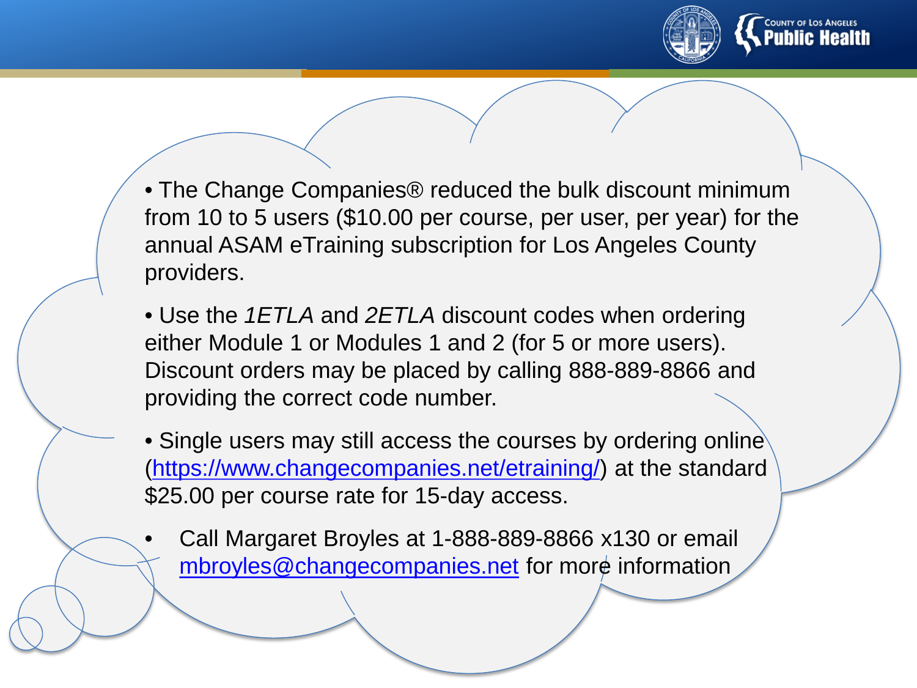- The Change Companies® reduced the bulk discount minimum from 10 to 5 users ($10.00 per course, per user, per year) for the annual ASAM eTraining subscription for Los Angeles County providers.

- Use the *1ETLA* and *2ETLA* discount codes when ordering either Module 1 or Modules 1 and 2 (for 5 or more users). Discount orders may be placed by calling 888-889-8866 and providing the correct code number.

- Single users may still access the courses by ordering online ([https://www.changecompanies.net/etraining/](https://www.changecompanies.net/etraining/)) at the standard $25.00 per course rate for 15-day access.

- Call Margaret Broyles at 1-888-889-8866 x130 or email [mbroyles@changecompanies.net](mailto:mbroyles@changecompanies.net) for more information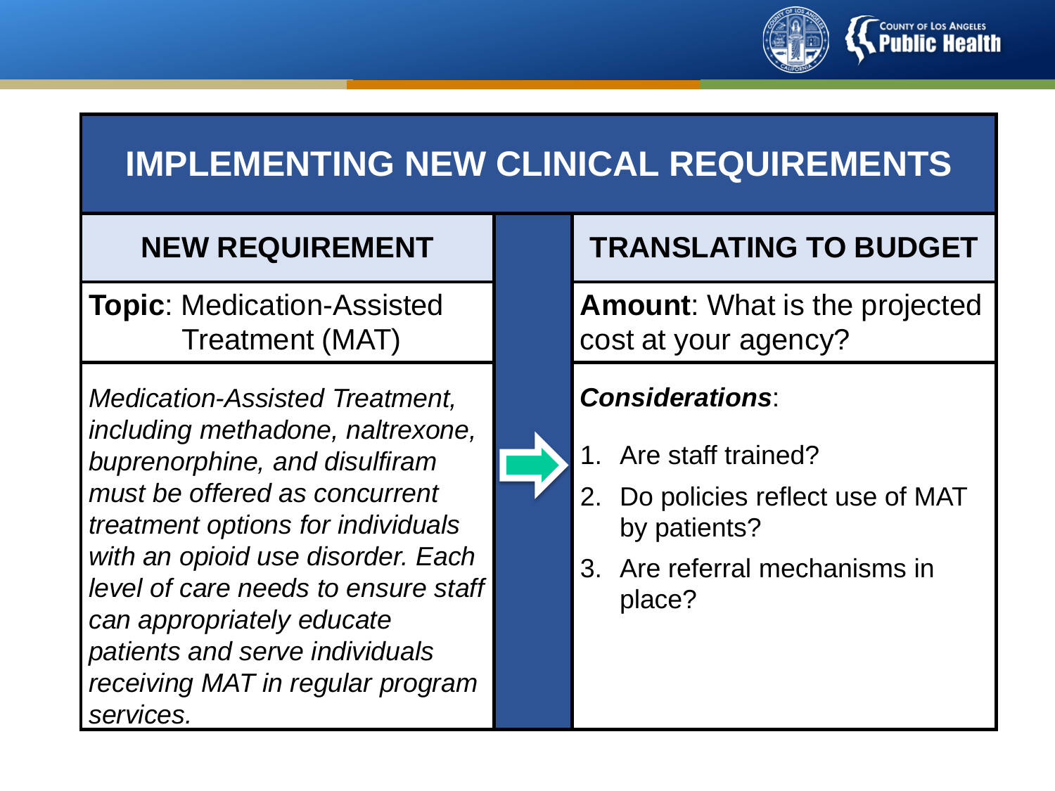# IMPLEMENTING NEW CLINICAL REQUIREMENTS

## NEW REQUIREMENT

**Topic**: Medication-Assisted Treatment (MAT)

*Medication-Assisted Treatment, including methadone, naltrexone, buprenorphine, and disulfiram must be offered as concurrent treatment options for individuals with an opioid use disorder. Each level of care needs to ensure staff can appropriately educate patients and serve individuals receiving MAT in regular program services.*

## TRANSLATING TO BUDGET

**Amount**: What is the projected cost at your agency?

***Considerations***:

1. Are staff trained?
2. Do policies reflect use of MAT by patients?
3. Are referral mechanisms in place?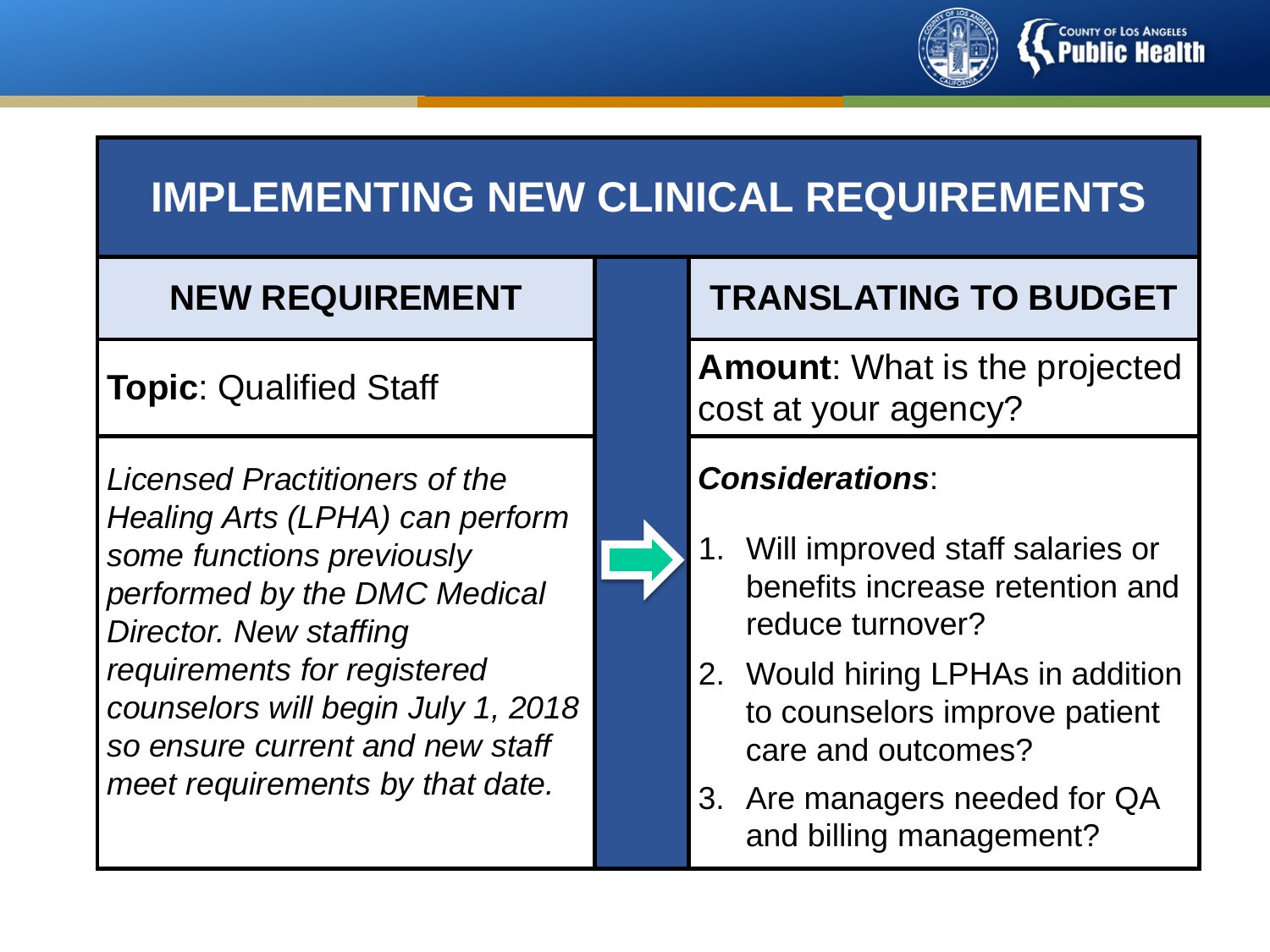# IMPLEMENTING NEW CLINICAL REQUIREMENTS

| NEW REQUIREMENT | TRANSLATING TO BUDGET |
|---|---|
| **Topic**: Qualified Staff | **Amount**: What is the projected cost at your agency? |
| *Licensed Practitioners of the Healing Arts (LPHA) can perform some functions previously performed by the DMC Medical Director. New staffing requirements for registered counselors will begin July 1, 2018 so ensure current and new staff meet requirements by that date.* | ***Considerations***:<br>1. Will improved staff salaries or benefits increase retention and reduce turnover?<br>2. Would hiring LPHAs in addition to counselors improve patient care and outcomes?<br>3. Are managers needed for QA and billing management? |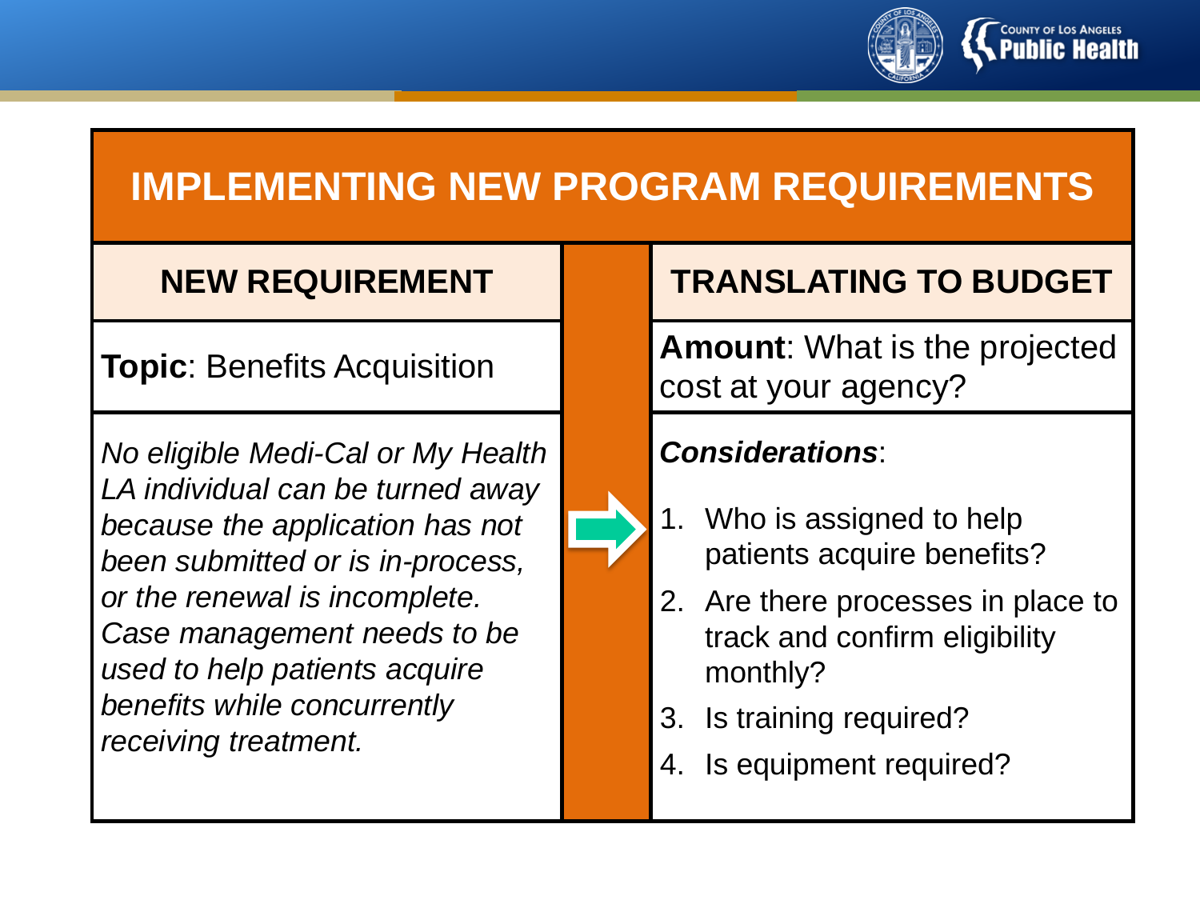# IMPLEMENTING NEW PROGRAM REQUIREMENTS

| NEW REQUIREMENT | TRANSLATING TO BUDGET |
| --- | --- |
| **Topic**: Benefits Acquisition | **Amount**: What is the projected cost at your agency? |
| *No eligible Medi-Cal or My Health LA individual can be turned away because the application has not been submitted or is in-process, or the renewal is incomplete. Case management needs to be used to help patients acquire benefits while concurrently receiving treatment.* | ***Considerations***: 1. Who is assigned to help patients acquire benefits? 2. Are there processes in place to track and confirm eligibility monthly? 3. Is training required? 4. Is equipment required? |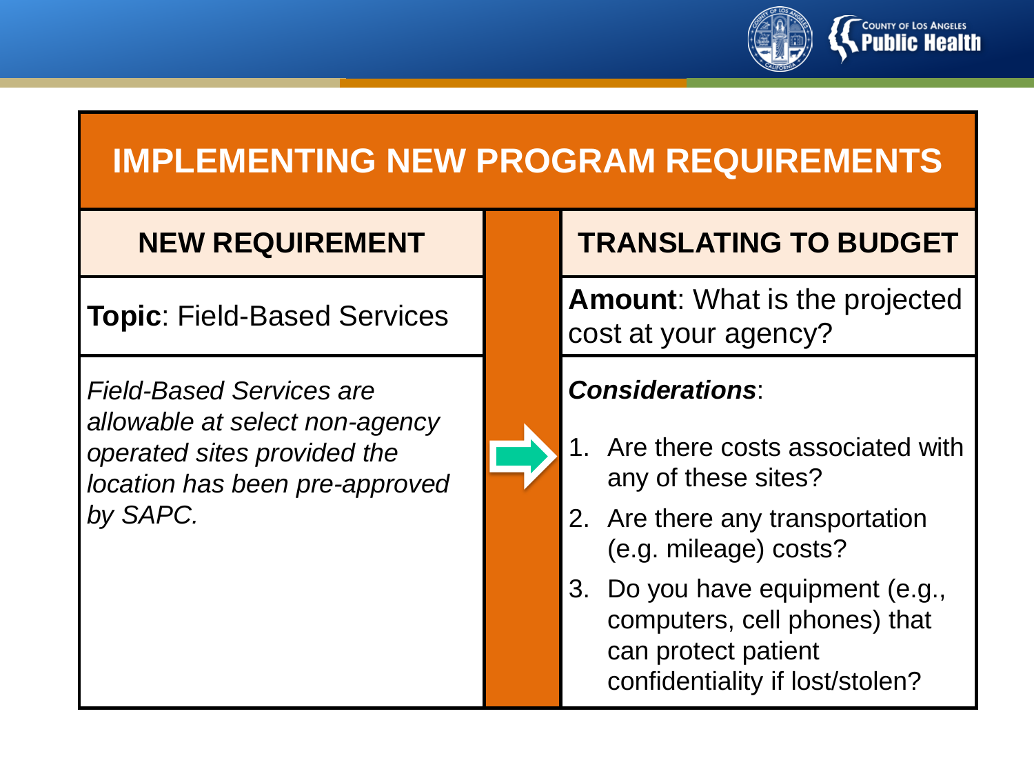# IMPLEMENTING NEW PROGRAM REQUIREMENTS

| NEW REQUIREMENT | TRANSLATING TO BUDGET |
| --- | --- |
| **Topic**: Field-Based Services | **Amount**: What is the projected cost at your agency? |
| *Field-Based Services are allowable at select non-agency operated sites provided the location has been pre-approved by SAPC.* | ***Considerations***:<br>1. Are there costs associated with any of these sites?<br>2. Are there any transportation (e.g. mileage) costs?<br>3. Do you have equipment (e.g., computers, cell phones) that can protect patient confidentiality if lost/stolen? |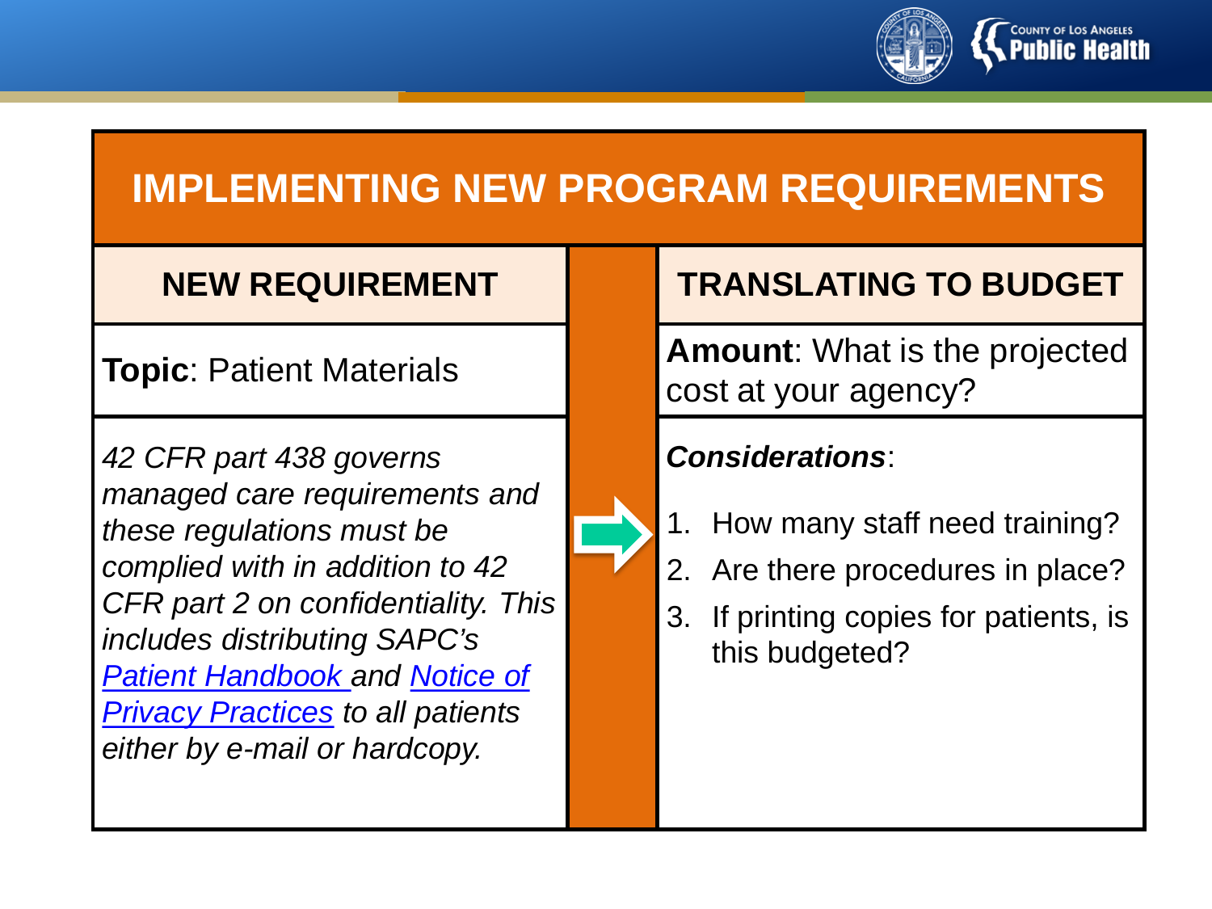# IMPLEMENTING NEW PROGRAM REQUIREMENTS

| NEW REQUIREMENT | TRANSLATING TO BUDGET |
|---|---|
| **Topic**: Patient Materials | **Amount**: What is the projected cost at your agency? |
| *42 CFR part 438 governs managed care requirements and these regulations must be complied with in addition to 42 CFR part 2 on confidentiality. This includes distributing SAPC's Patient Handbook and Notice of Privacy Practices to all patients either by e-mail or hardcopy.* | ***Considerations***:<br>1. How many staff need training?<br>2. Are there procedures in place?<br>3. If printing copies for patients, is this budgeted? |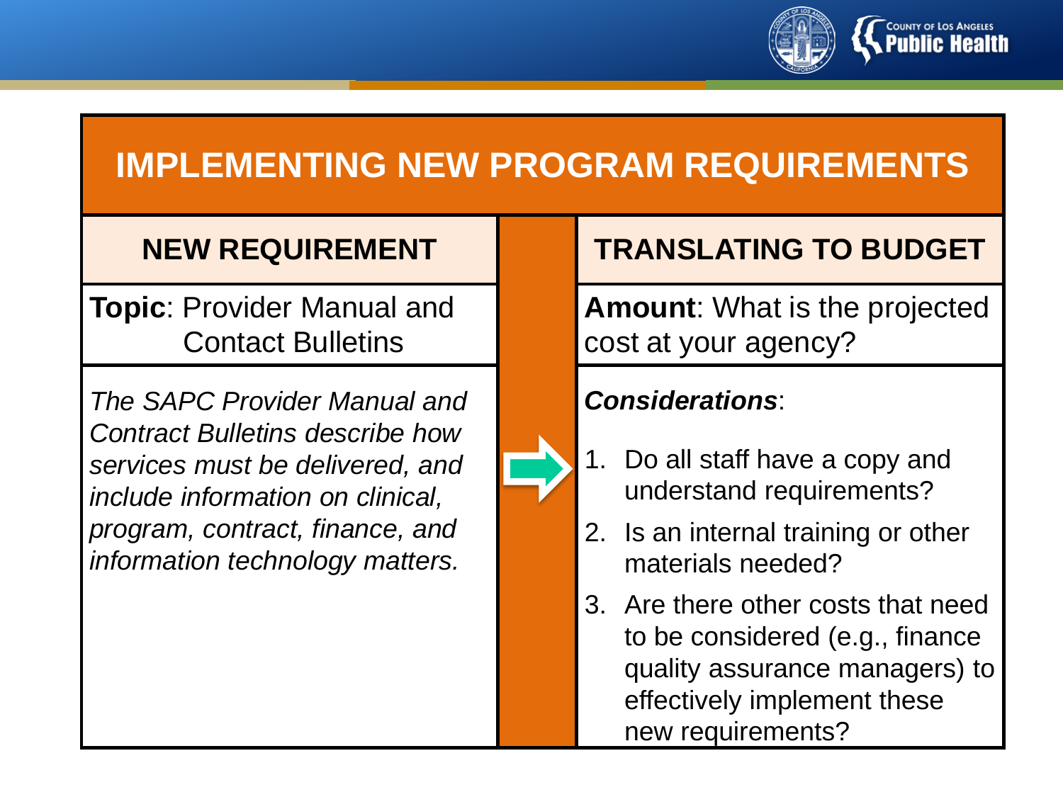# IMPLEMENTING NEW PROGRAM REQUIREMENTS

| NEW REQUIREMENT | TRANSLATING TO BUDGET |
| --- | --- |
| **Topic**: Provider Manual and Contact Bulletins | **Amount**: What is the projected cost at your agency? |
| *The SAPC Provider Manual and Contract Bulletins describe how services must be delivered, and include information on clinical, program, contract, finance, and information technology matters.* | ***Considerations***:<br>1. Do all staff have a copy and understand requirements?<br>2. Is an internal training or other materials needed?<br>3. Are there other costs that need to be considered (e.g., finance quality assurance managers) to effectively implement these new requirements? |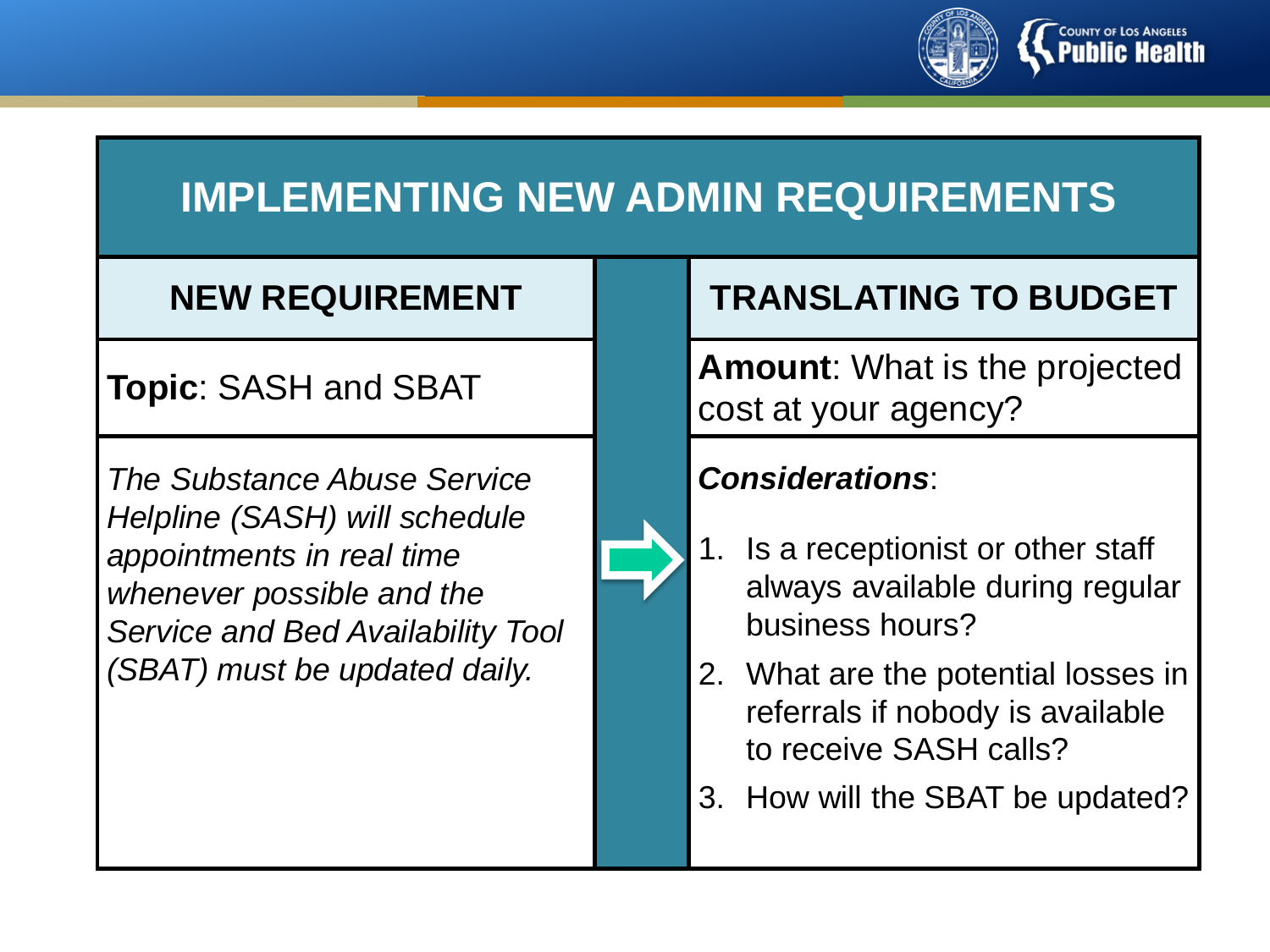# IMPLEMENTING NEW ADMIN REQUIREMENTS

| NEW REQUIREMENT | TRANSLATING TO BUDGET |
|---|---|
| **Topic**: SASH and SBAT | **Amount**: What is the projected cost at your agency? |
| *The Substance Abuse Service Helpline (SASH) will schedule appointments in real time whenever possible and the Service and Bed Availability Tool (SBAT) must be updated daily.* | ***Considerations***:<br>1. Is a receptionist or other staff always available during regular business hours?<br>2. What are the potential losses in referrals if nobody is available to receive SASH calls?<br>3. How will the SBAT be updated? |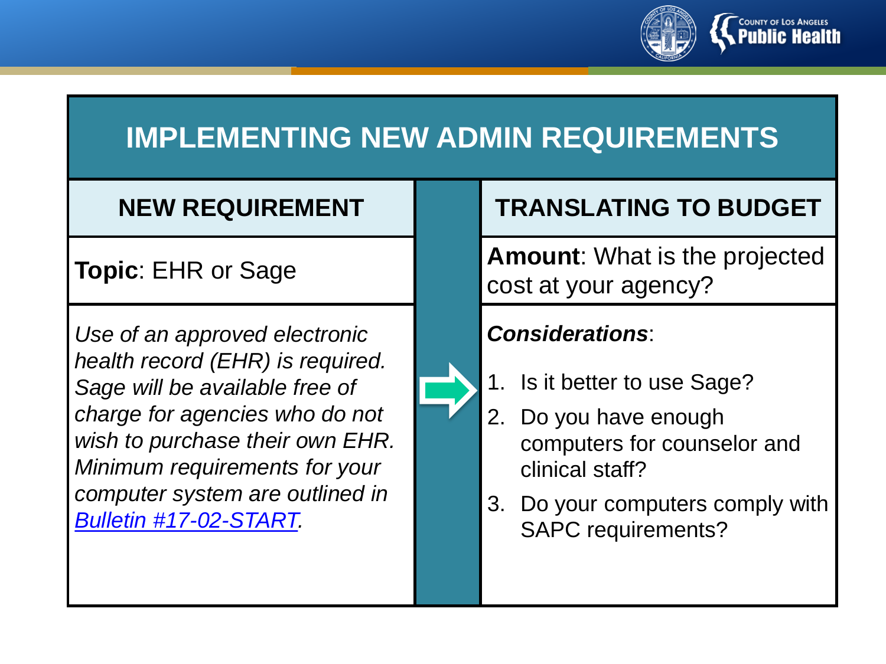# IMPLEMENTING NEW ADMIN REQUIREMENTS

| NEW REQUIREMENT | TRANSLATING TO BUDGET |
| --- | --- |
| **Topic**: EHR or Sage | **Amount**: What is the projected cost at your agency? |
| *Use of an approved electronic health record (EHR) is required. Sage will be available free of charge for agencies who do not wish to purchase their own EHR. Minimum requirements for your computer system are outlined in [Bulletin #17-02-START](Bulletin #17-02-START).* | ***Considerations***: 1. Is it better to use Sage? 2. Do you have enough computers for counselor and clinical staff? 3. Do your computers comply with SAPC requirements? |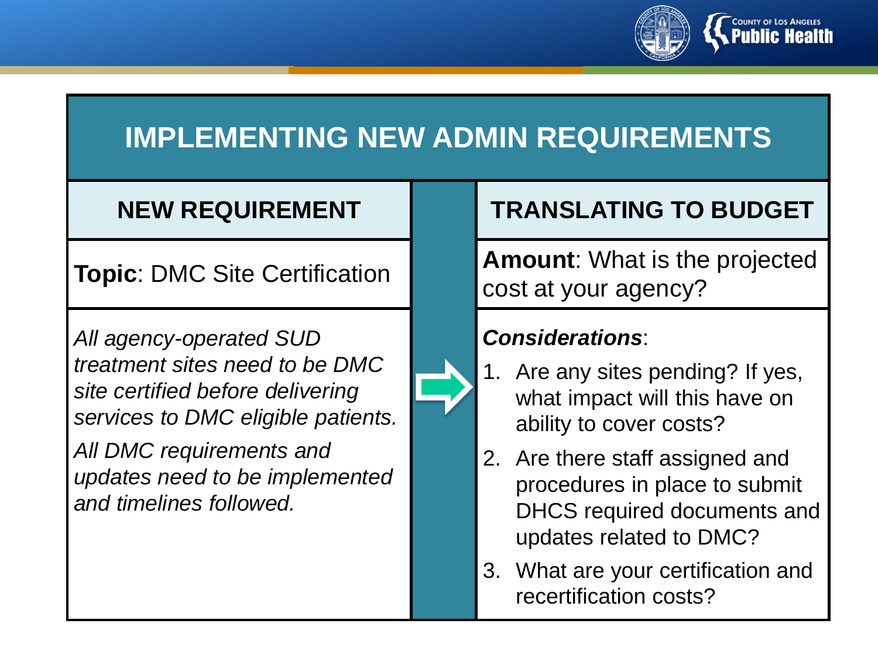# IMPLEMENTING NEW ADMIN REQUIREMENTS

| NEW REQUIREMENT | TRANSLATING TO BUDGET |
|---|---|
| **Topic**: DMC Site Certification | **Amount**: What is the projected cost at your agency? |
| *All agency-operated SUD treatment sites need to be DMC site certified before delivering services to DMC eligible patients.*<br><br>*All DMC requirements and updates need to be implemented and timelines followed.* | ***Considerations***:<br>1. Are any sites pending? If yes, what impact will this have on ability to cover costs?<br>2. Are there staff assigned and procedures in place to submit DHCS required documents and updates related to DMC?<br>3. What are your certification and recertification costs? |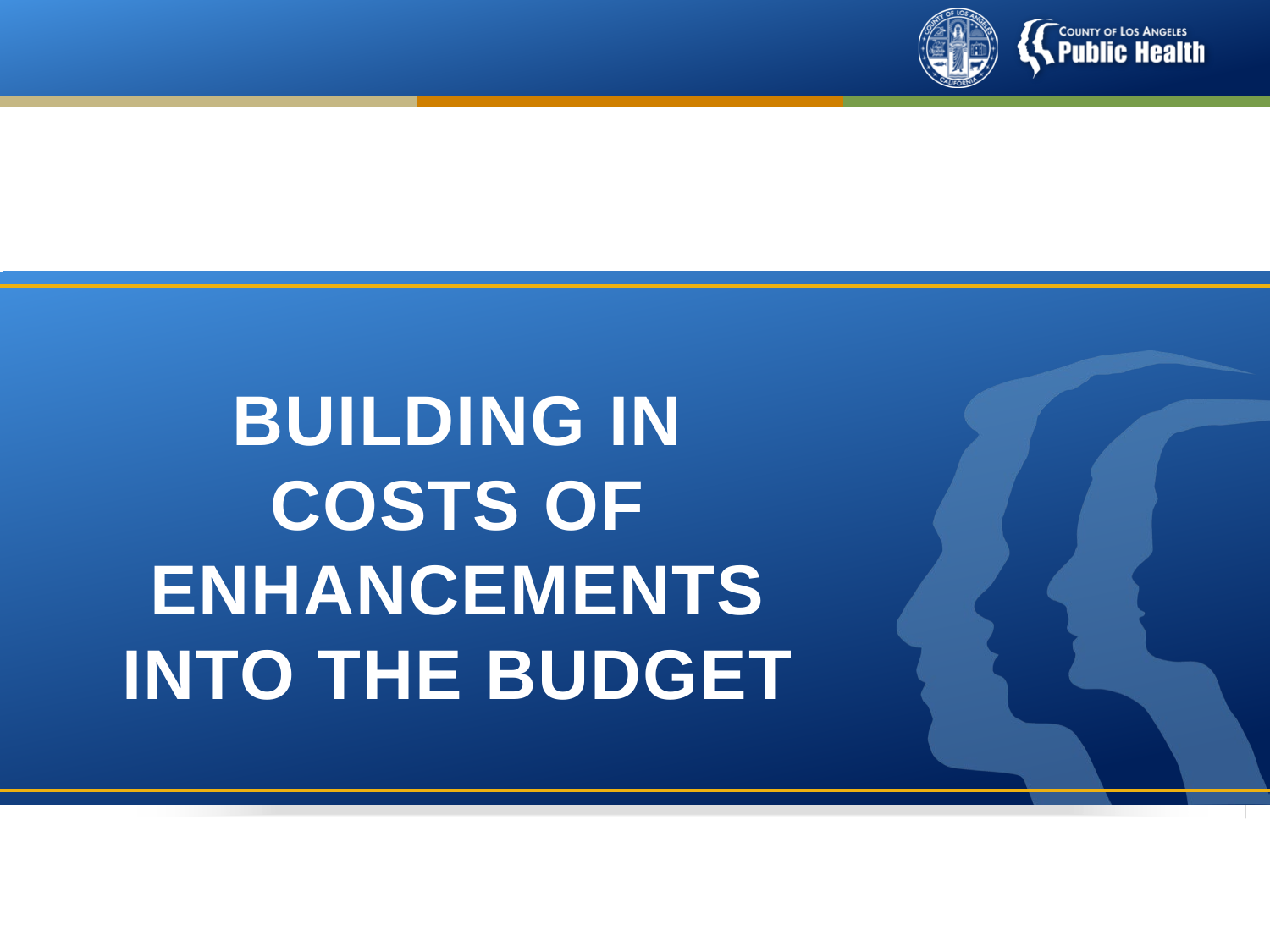# BUILDING IN COSTS OF ENHANCEMENTS INTO THE BUDGET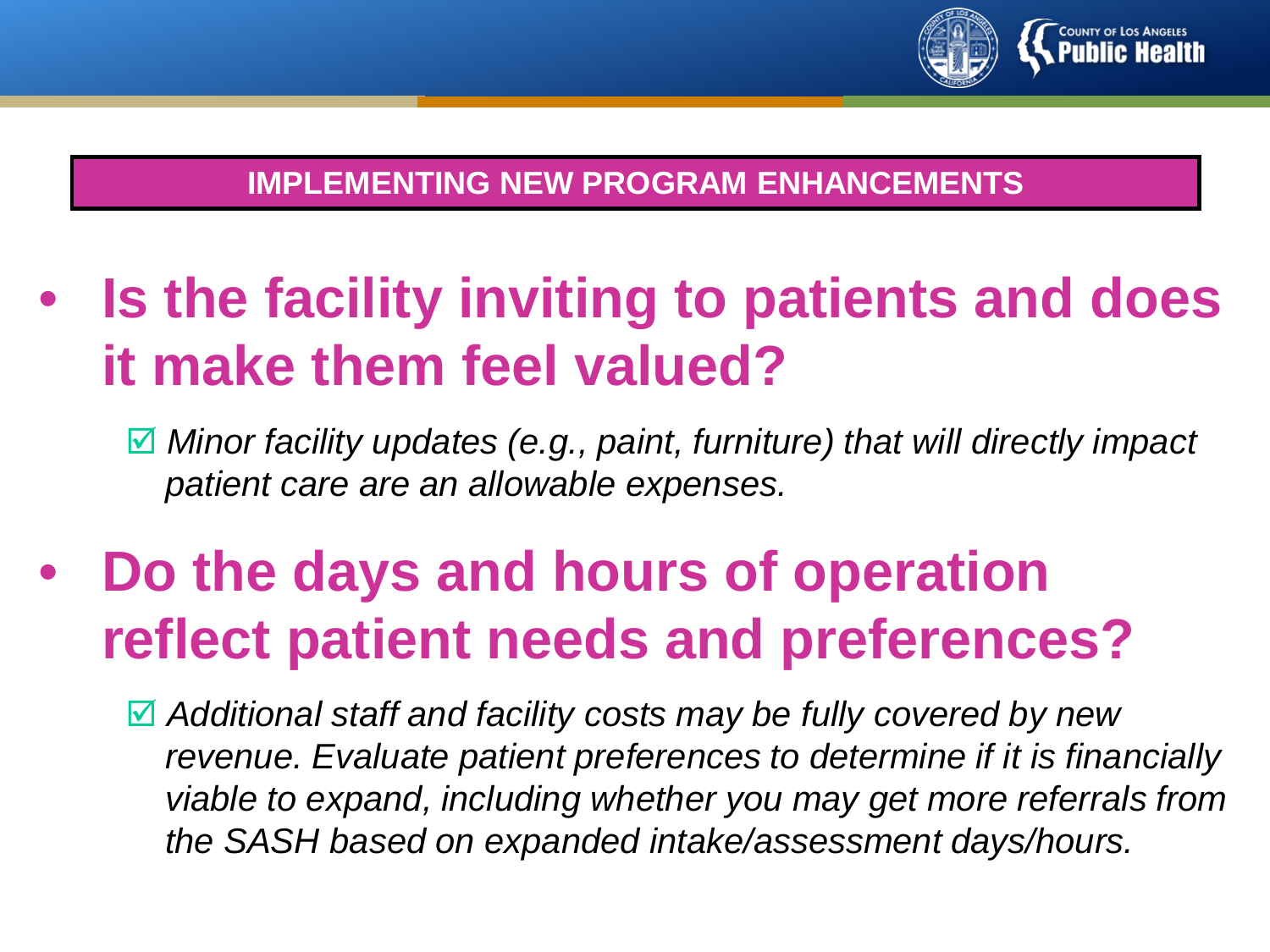## IMPLEMENTING NEW PROGRAM ENHANCEMENTS

- **Is the facility inviting to patients and does it make them feel valued?**
  - ☑ *Minor facility updates (e.g., paint, furniture) that will directly impact patient care are an allowable expenses.*
- **Do the days and hours of operation reflect patient needs and preferences?**
  - ☑ *Additional staff and facility costs may be fully covered by new revenue. Evaluate patient preferences to determine if it is financially viable to expand, including whether you may get more referrals from the SASH based on expanded intake/assessment days/hours.*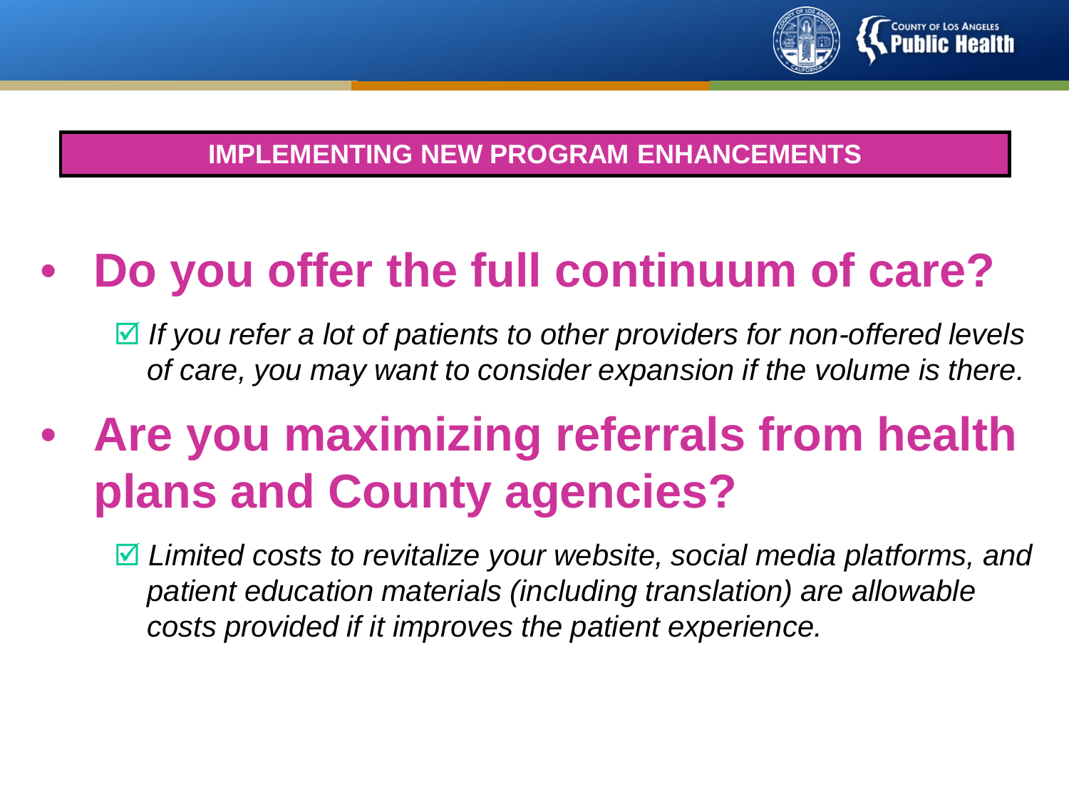## IMPLEMENTING NEW PROGRAM ENHANCEMENTS

- **Do you offer the full continuum of care?**
  - ☑ *If you refer a lot of patients to other providers for non-offered levels of care, you may want to consider expansion if the volume is there.*
- **Are you maximizing referrals from health plans and County agencies?**
  - ☑ *Limited costs to revitalize your website, social media platforms, and patient education materials (including translation) are allowable costs provided if it improves the patient experience.*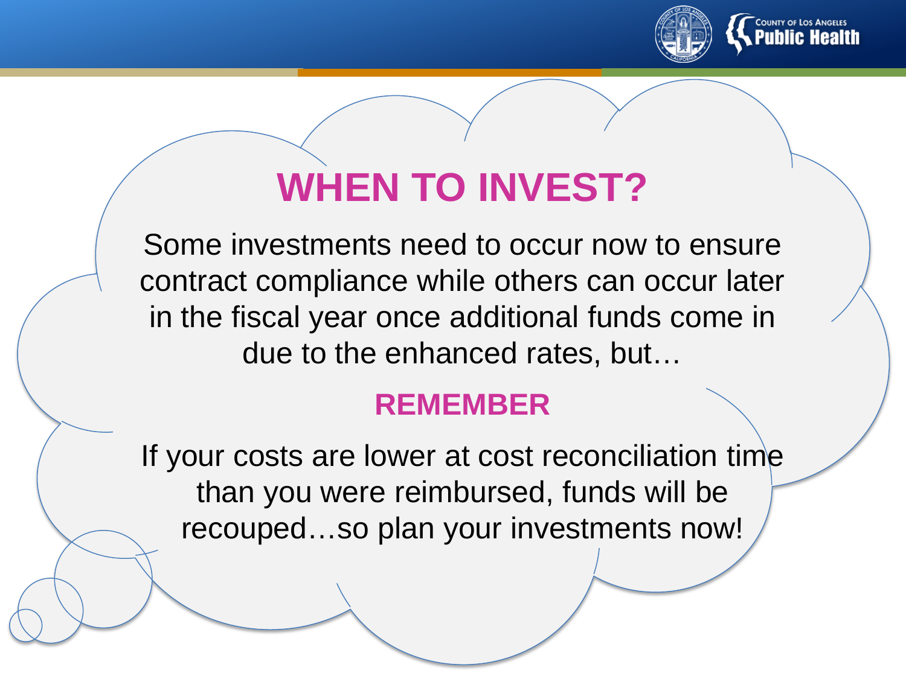# WHEN TO INVEST?

Some investments need to occur now to ensure contract compliance while others can occur later in the fiscal year once additional funds come in due to the enhanced rates, but…

## REMEMBER

If your costs are lower at cost reconciliation time than you were reimbursed, funds will be recouped…so plan your investments now!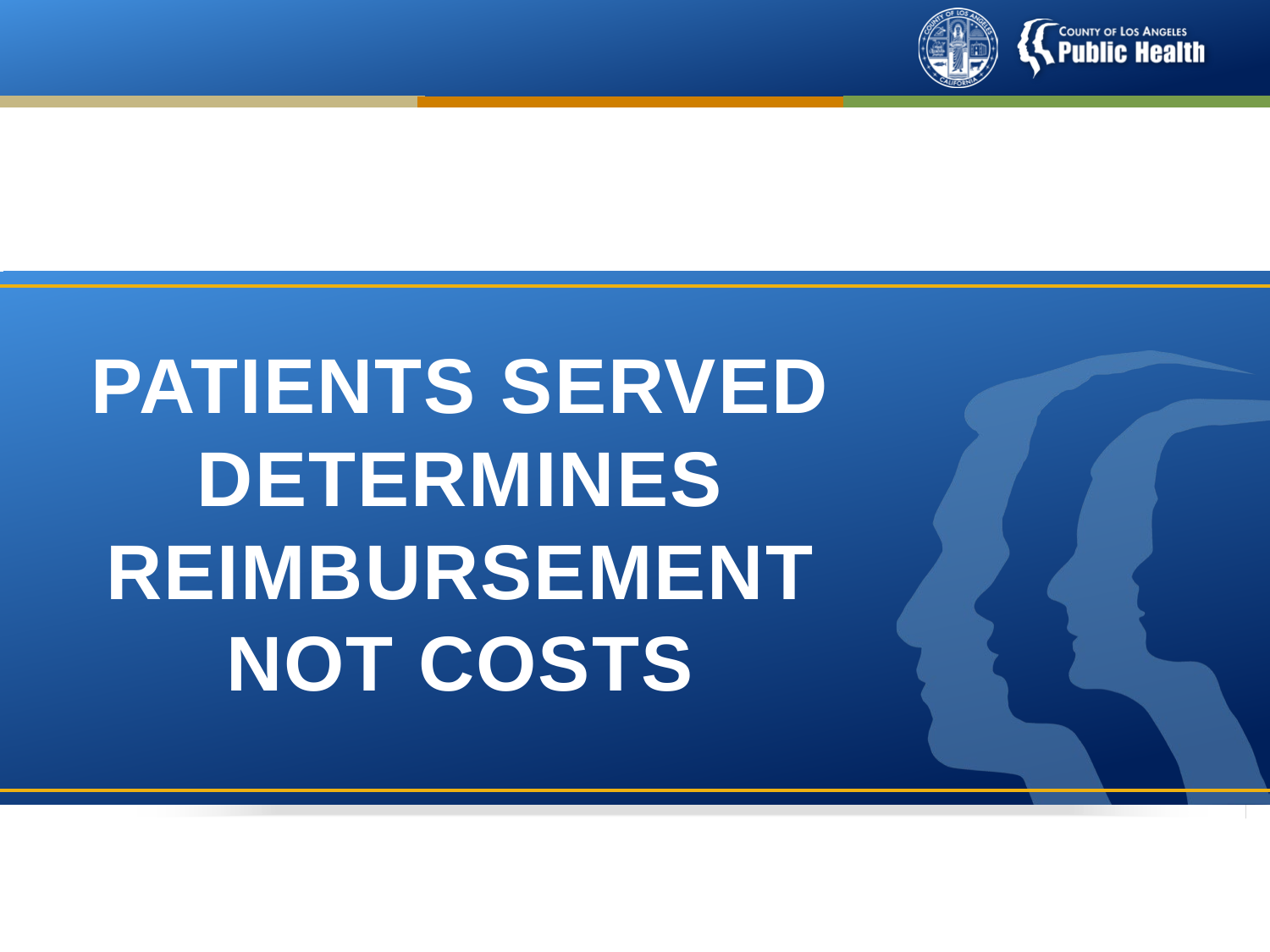# PATIENTS SERVED DETERMINES REIMBURSEMENT NOT COSTS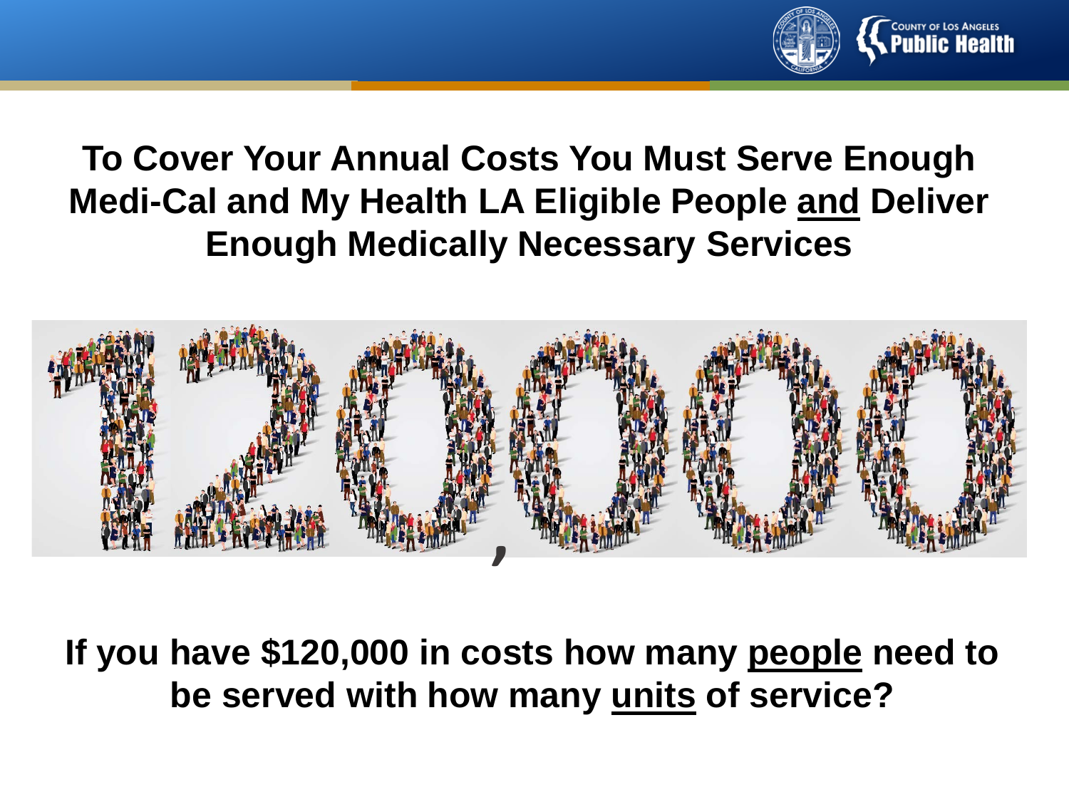# To Cover Your Annual Costs You Must Serve Enough Medi-Cal and My Health LA Eligible People and Deliver Enough Medically Necessary Services

120,000

**If you have $120,000 in costs how many people need to be served with how many units of service?**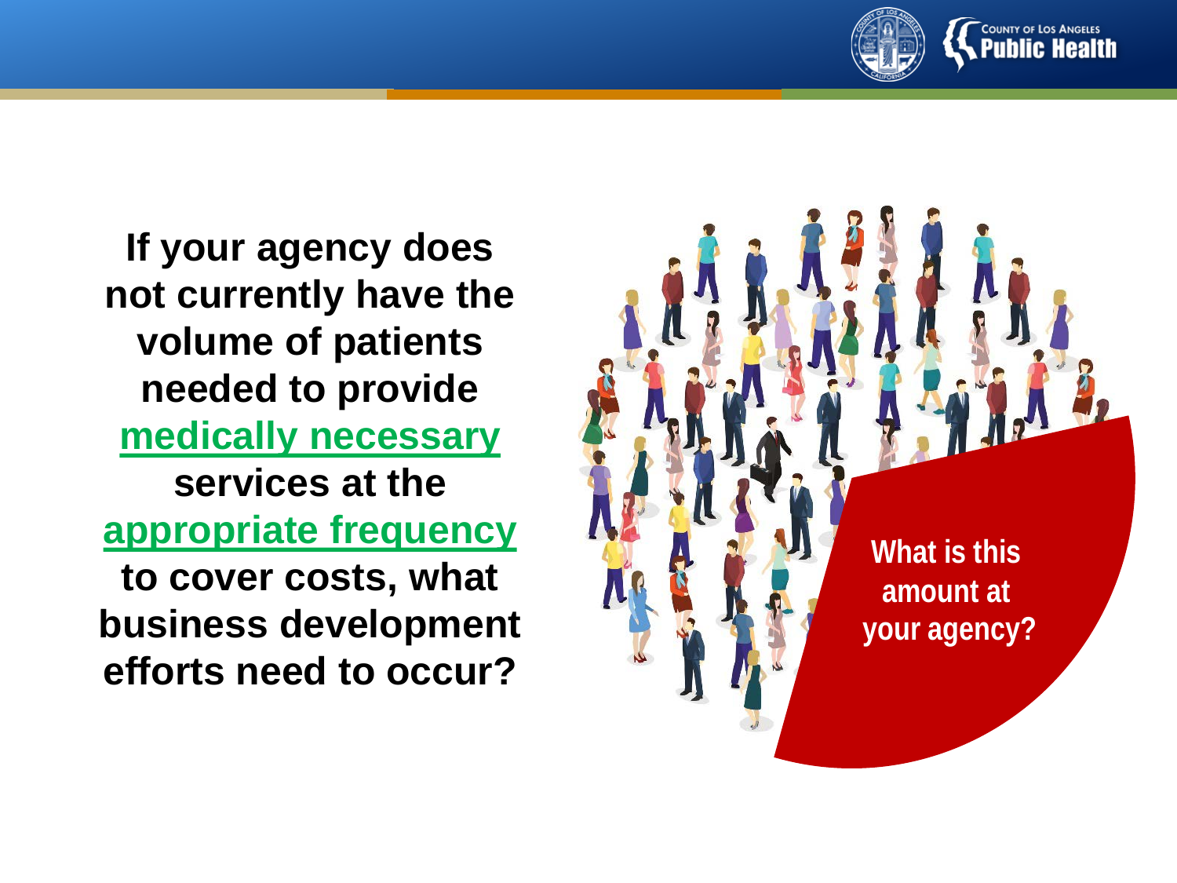**If your agency does not currently have the volume of patients needed to provide [medically necessary](#) services at the [appropriate frequency](#) to cover costs, what business development efforts need to occur?**

**What is this amount at your agency?**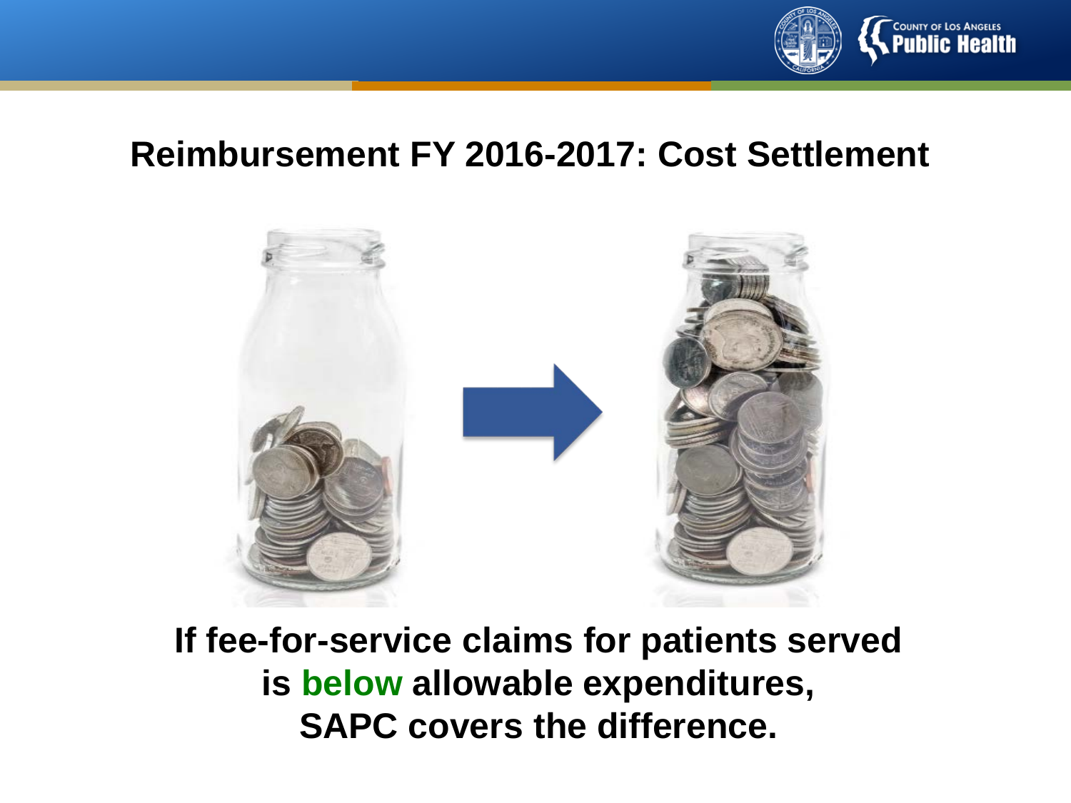# Reimbursement FY 2016-2017: Cost Settlement

**If fee-for-service claims for patients served is below allowable expenditures, SAPC covers the difference.**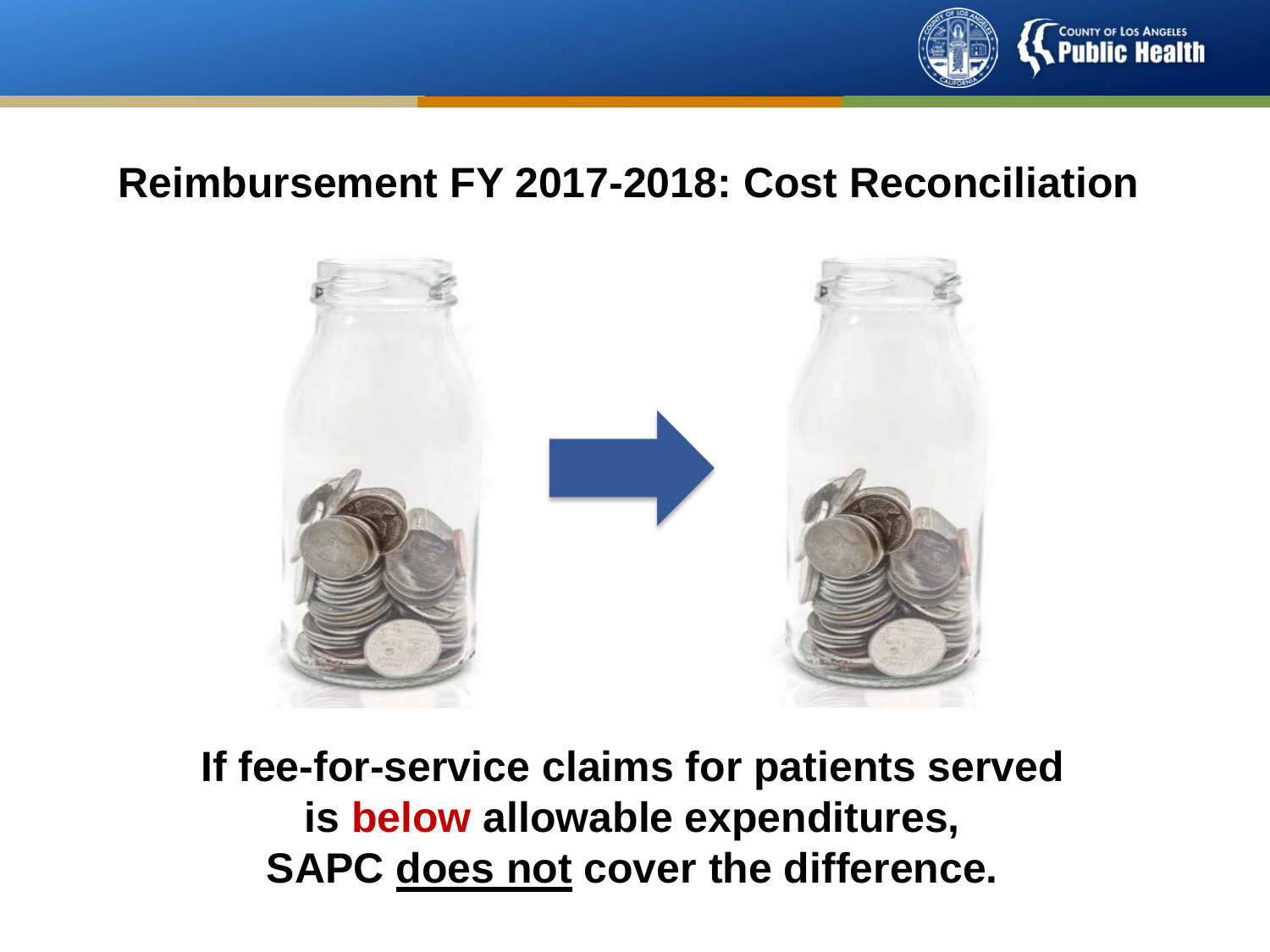## Reimbursement FY 2017-2018: Cost Reconciliation

**If fee-for-service claims for patients served is below allowable expenditures, SAPC does not cover the difference.**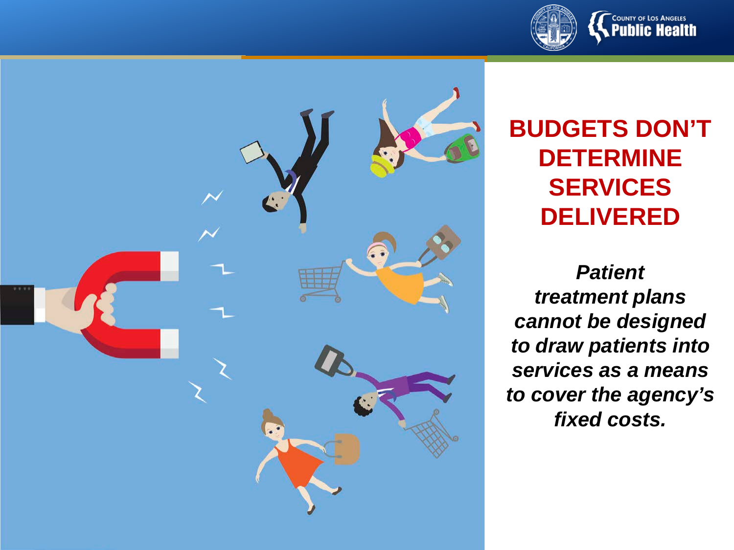# BUDGETS DON'T DETERMINE SERVICES DELIVERED

***Patient treatment plans cannot be designed to draw patients into services as a means to cover the agency's fixed costs.***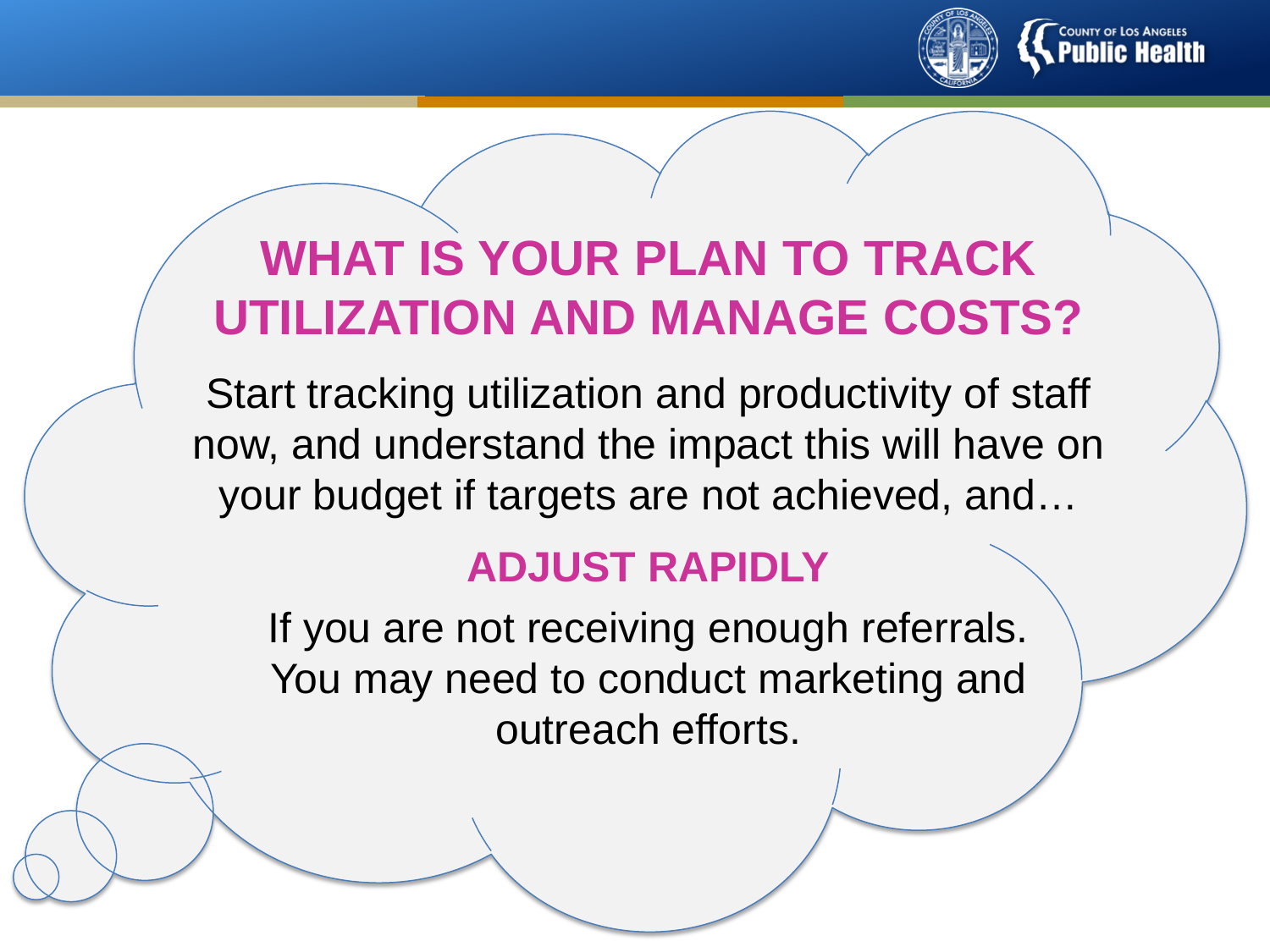# WHAT IS YOUR PLAN TO TRACK UTILIZATION AND MANAGE COSTS?

Start tracking utilization and productivity of staff now, and understand the impact this will have on your budget if targets are not achieved, and…

## ADJUST RAPIDLY

If you are not receiving enough referrals. You may need to conduct marketing and outreach efforts.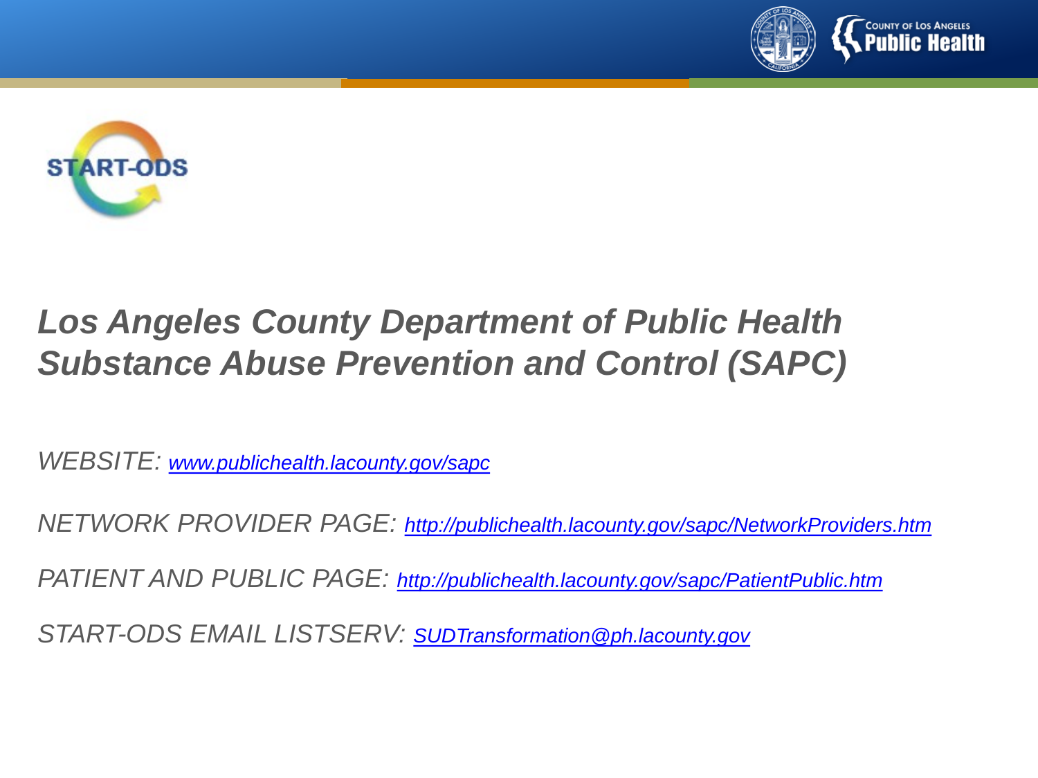START-ODS

# *Los Angeles County Department of Public Health Substance Abuse Prevention and Control (SAPC)*

*WEBSITE: www.publichealth.lacounty.gov/sapc*

*NETWORK PROVIDER PAGE: http://publichealth.lacounty.gov/sapc/NetworkProviders.htm*

*PATIENT AND PUBLIC PAGE: http://publichealth.lacounty.gov/sapc/PatientPublic.htm*

*START-ODS EMAIL LISTSERV: SUDTransformation@ph.lacounty.gov*